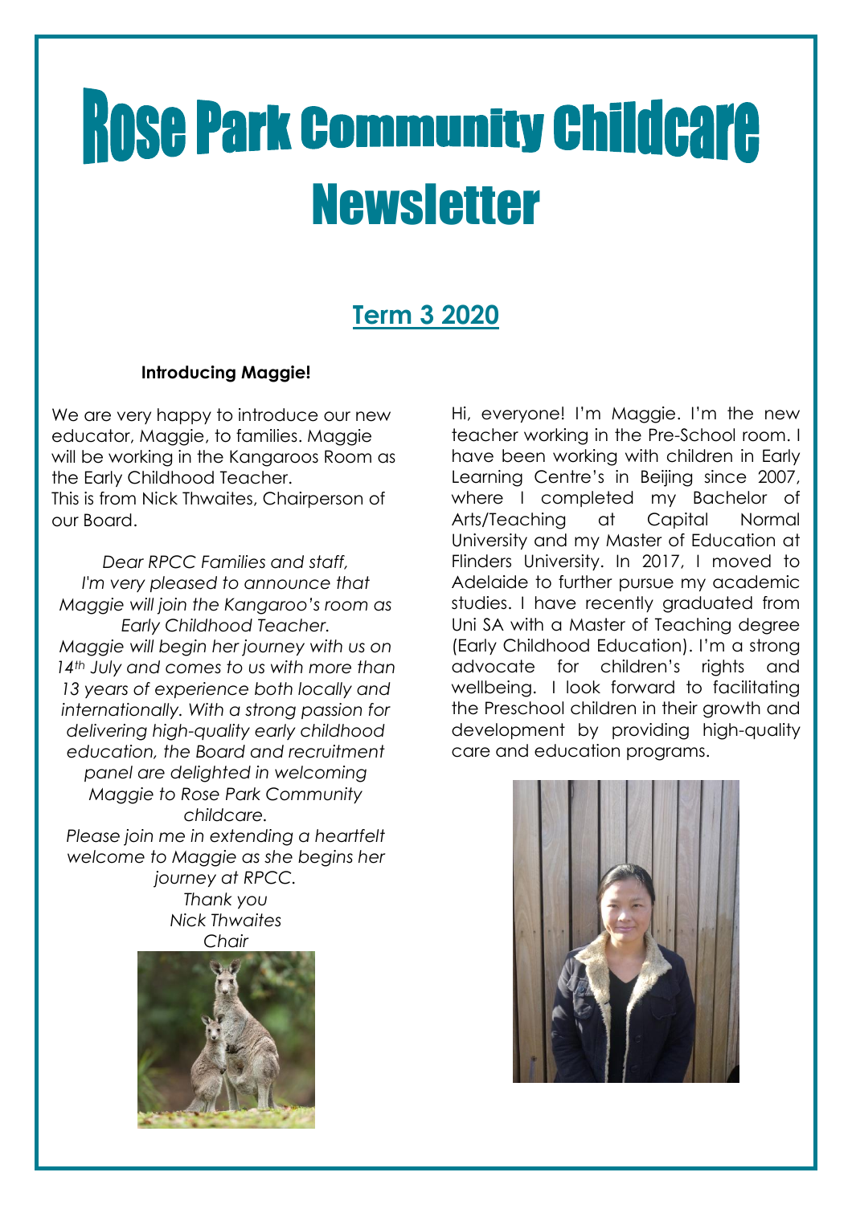# Rose Park Community Childcare Newsletter

## Term 3 2020

**Introducing Maggie!**

We are very happy to introduce our new educator, Maggie, to families. Maggie will be working in the Kangaroos Room as the Early Childhood Teacher.
This is from Nick Thwaites, Chairperson of our Board.

*Dear RPCC Families and staff,*
*I'm very pleased to announce that Maggie will join the Kangaroo's room as Early Childhood Teacher.*
*Maggie will begin her journey with us on 14th July and comes to us with more than 13 years of experience both locally and internationally. With a strong passion for delivering high-quality early childhood education, the Board and recruitment panel are delighted in welcoming Maggie to Rose Park Community childcare.*
*Please join me in extending a heartfelt welcome to Maggie as she begins her journey at RPCC.*
*Thank you*
*Nick Thwaites*
*Chair*

Hi, everyone! I'm Maggie. I'm the new teacher working in the Pre-School room. I have been working with children in Early Learning Centre's in Beijing since 2007, where I completed my Bachelor of Arts/Teaching at Capital Normal University and my Master of Education at Flinders University. In 2017, I moved to Adelaide to further pursue my academic studies. I have recently graduated from Uni SA with a Master of Teaching degree (Early Childhood Education). I'm a strong advocate for children's rights and wellbeing. I look forward to facilitating the Preschool children in their growth and development by providing high-quality care and education programs.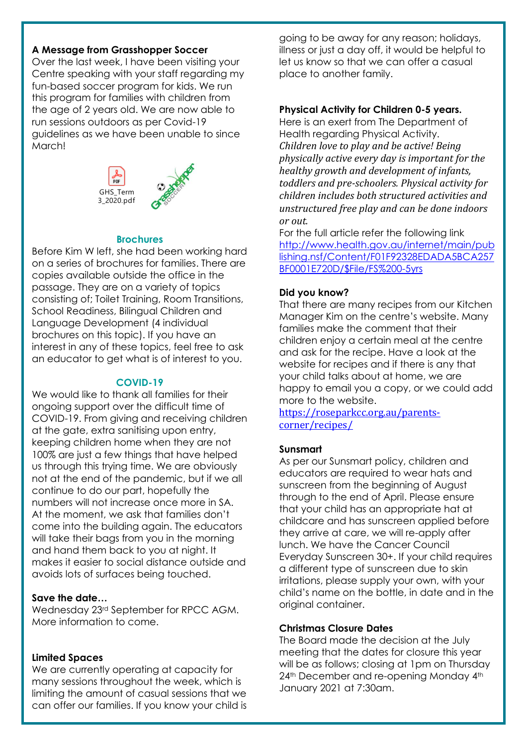**A Message from Grasshopper Soccer**

Over the last week, I have been visiting your Centre speaking with your staff regarding my fun-based soccer program for kids. We run this program for families with children from the age of 2 years old. We are now able to run sessions outdoors as per Covid-19 guidelines as we have been unable to since March!

GHS_Term 3_2020.pdf

## Brochures

Before Kim W left, she had been working hard on a series of brochures for families. There are copies available outside the office in the passage. They are on a variety of topics consisting of; Toilet Training, Room Transitions, School Readiness, Bilingual Children and Language Development (4 individual brochures on this topic). If you have an interest in any of these topics, feel free to ask an educator to get what is of interest to you.

## COVID-19

We would like to thank all families for their ongoing support over the difficult time of COVID-19. From giving and receiving children at the gate, extra sanitising upon entry, keeping children home when they are not 100% are just a few things that have helped us through this trying time. We are obviously not at the end of the pandemic, but if we all continue to do our part, hopefully the numbers will not increase once more in SA. At the moment, we ask that families don't come into the building again. The educators will take their bags from you in the morning and hand them back to you at night. It makes it easier to social distance outside and avoids lots of surfaces being touched.

**Save the date…**

Wednesday 23rd September for RPCC AGM. More information to come.

**Limited Spaces**

We are currently operating at capacity for many sessions throughout the week, which is limiting the amount of casual sessions that we can offer our families. If you know your child is going to be away for any reason; holidays, illness or just a day off, it would be helpful to let us know so that we can offer a casual place to another family.

**Physical Activity for Children 0-5 years.**

Here is an exert from The Department of Health regarding Physical Activity.

*Children love to play and be active! Being physically active every day is important for the healthy growth and development of infants, toddlers and pre-schoolers. Physical activity for children includes both structured activities and unstructured free play and can be done indoors or out.*

For the full article refer the following link [http://www.health.gov.au/internet/main/publishing.nsf/Content/F01F92328EDADA5BCA257BF0001E720D/$File/FS%200-5yrs](http://www.health.gov.au/internet/main/publishing.nsf/Content/F01F92328EDADA5BCA257BF0001E720D/$File/FS%200-5yrs)

**Did you know?**

That there are many recipes from our Kitchen Manager Kim on the centre's website. Many families make the comment that their children enjoy a certain meal at the centre and ask for the recipe. Have a look at the website for recipes and if there is any that your child talks about at home, we are happy to email you a copy, or we could add more to the website.

[https://roseparkcc.org.au/parents-corner/recipes/](https://roseparkcc.org.au/parents-corner/recipes/)

**Sunsmart**

As per our Sunsmart policy, children and educators are required to wear hats and sunscreen from the beginning of August through to the end of April. Please ensure that your child has an appropriate hat at childcare and has sunscreen applied before they arrive at care, we will re-apply after lunch. We have the Cancer Council Everyday Sunscreen 30+. If your child requires a different type of sunscreen due to skin irritations, please supply your own, with your child's name on the bottle, in date and in the original container.

**Christmas Closure Dates**

The Board made the decision at the July meeting that the dates for closure this year will be as follows; closing at 1pm on Thursday 24th December and re-opening Monday 4th January 2021 at 7:30am.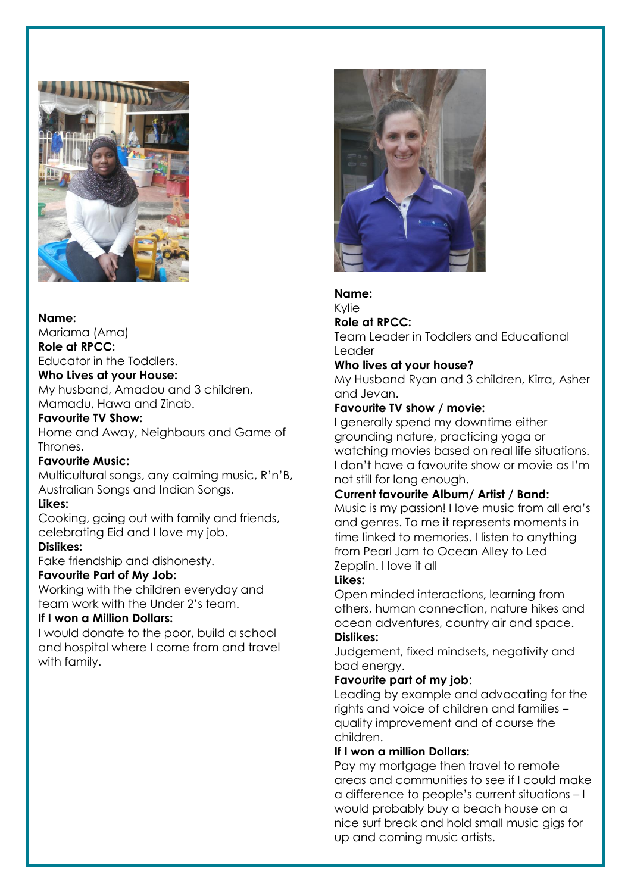**Name:**
Mariama (Ama)

**Role at RPCC:**
Educator in the Toddlers.

**Who Lives at your House:**
My husband, Amadou and 3 children, Mamadu, Hawa and Zinab.

**Favourite TV Show:**
Home and Away, Neighbours and Game of Thrones.

**Favourite Music:**
Multicultural songs, any calming music, R'n'B, Australian Songs and Indian Songs.

**Likes:**
Cooking, going out with family and friends, celebrating Eid and I love my job.

**Dislikes:**
Fake friendship and dishonesty.

**Favourite Part of My Job:**
Working with the children everyday and team work with the Under 2's team.

**If I won a Million Dollars:**
I would donate to the poor, build a school and hospital where I come from and travel with family.

**Name:**
Kylie

**Role at RPCC:**
Team Leader in Toddlers and Educational Leader

**Who lives at your house?**
My Husband Ryan and 3 children, Kirra, Asher and Jevan.

**Favourite TV show / movie:**
I generally spend my downtime either grounding nature, practicing yoga or watching movies based on real life situations. I don't have a favourite show or movie as I'm not still for long enough.

**Current favourite Album/ Artist / Band:**
Music is my passion! I love music from all era's and genres. To me it represents moments in time linked to memories. I listen to anything from Pearl Jam to Ocean Alley to Led Zepplin. I love it all

**Likes:**
Open minded interactions, learning from others, human connection, nature hikes and ocean adventures, country air and space.

**Dislikes:**
Judgement, fixed mindsets, negativity and bad energy.

**Favourite part of my job**:
Leading by example and advocating for the rights and voice of children and families – quality improvement and of course the children.

**If I won a million Dollars:**
Pay my mortgage then travel to remote areas and communities to see if I could make a difference to people's current situations – I would probably buy a beach house on a nice surf break and hold small music gigs for up and coming music artists.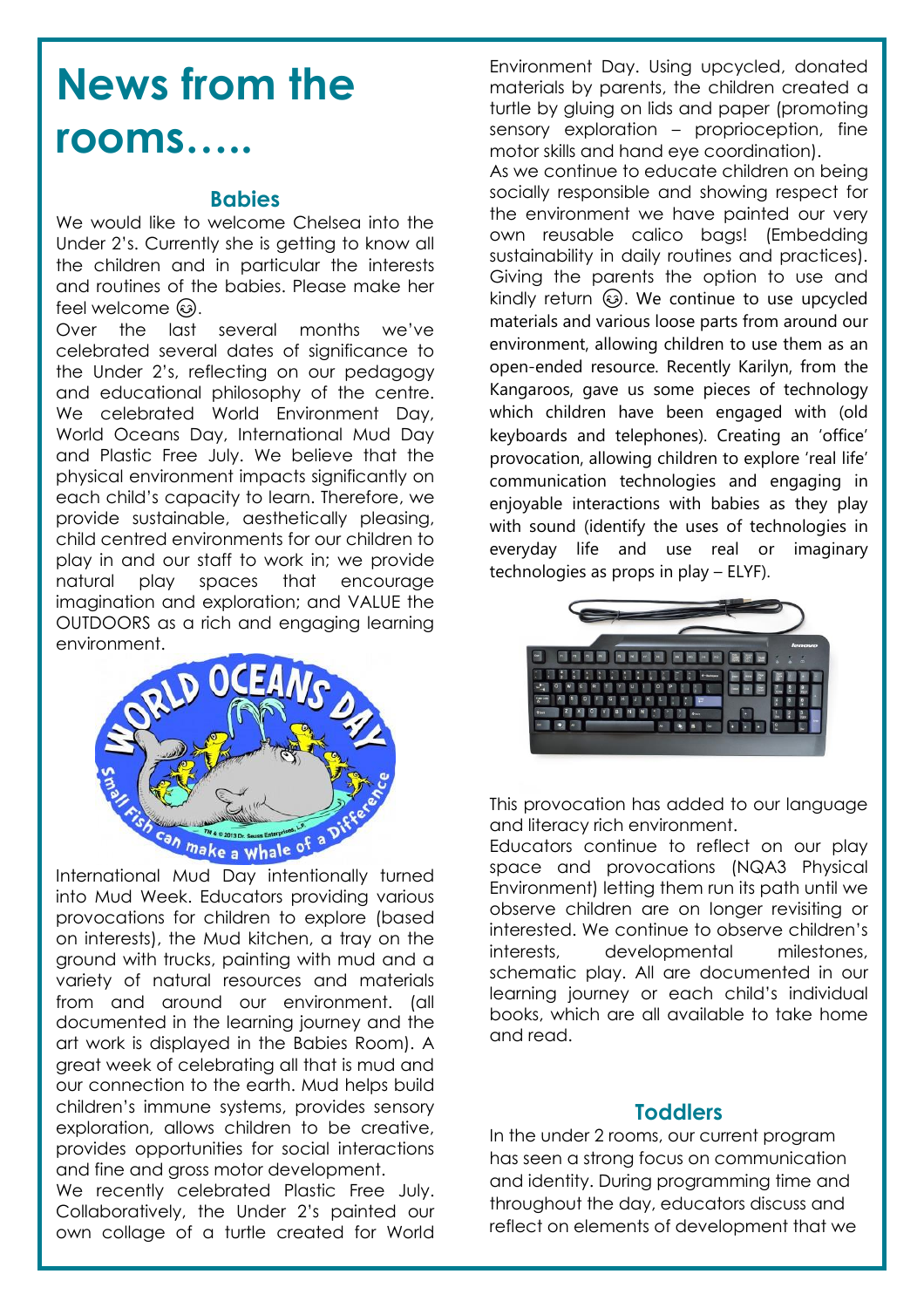# News from the rooms…..

## Babies

We would like to welcome Chelsea into the Under 2's. Currently she is getting to know all the children and in particular the interests and routines of the babies. Please make her feel welcome 😊.

Over the last several months we've celebrated several dates of significance to the Under 2's, reflecting on our pedagogy and educational philosophy of the centre. We celebrated World Environment Day, World Oceans Day, International Mud Day and Plastic Free July. We believe that the physical environment impacts significantly on each child's capacity to learn. Therefore, we provide sustainable, aesthetically pleasing, child centred environments for our children to play in and our staff to work in; we provide natural play spaces that encourage imagination and exploration; and VALUE the OUTDOORS as a rich and engaging learning environment.

International Mud Day intentionally turned into Mud Week. Educators providing various provocations for children to explore (based on interests), the Mud kitchen, a tray on the ground with trucks, painting with mud and a variety of natural resources and materials from and around our environment. (all documented in the learning journey and the art work is displayed in the Babies Room). A great week of celebrating all that is mud and our connection to the earth. Mud helps build children's immune systems, provides sensory exploration, allows children to be creative, provides opportunities for social interactions and fine and gross motor development.

We recently celebrated Plastic Free July. Collaboratively, the Under 2's painted our own collage of a turtle created for World Environment Day. Using upcycled, donated materials by parents, the children created a turtle by gluing on lids and paper (promoting sensory exploration – proprioception, fine motor skills and hand eye coordination).

As we continue to educate children on being socially responsible and showing respect for the environment we have painted our very own reusable calico bags! (Embedding sustainability in daily routines and practices). Giving the parents the option to use and kindly return 😊. We continue to use upcycled materials and various loose parts from around our environment, allowing children to use them as an open-ended resource. Recently Karilyn, from the Kangaroos, gave us some pieces of technology which children have been engaged with (old keyboards and telephones). Creating an 'office' provocation, allowing children to explore 'real life' communication technologies and engaging in enjoyable interactions with babies as they play with sound (identify the uses of technologies in everyday life and use real or imaginary technologies as props in play – ELYF).

This provocation has added to our language and literacy rich environment.

Educators continue to reflect on our play space and provocations (NQA3 Physical Environment) letting them run its path until we observe children are on longer revisiting or interested. We continue to observe children's interests, developmental milestones, schematic play. All are documented in our learning journey or each child's individual books, which are all available to take home and read.

## Toddlers

In the under 2 rooms, our current program has seen a strong focus on communication and identity. During programming time and throughout the day, educators discuss and reflect on elements of development that we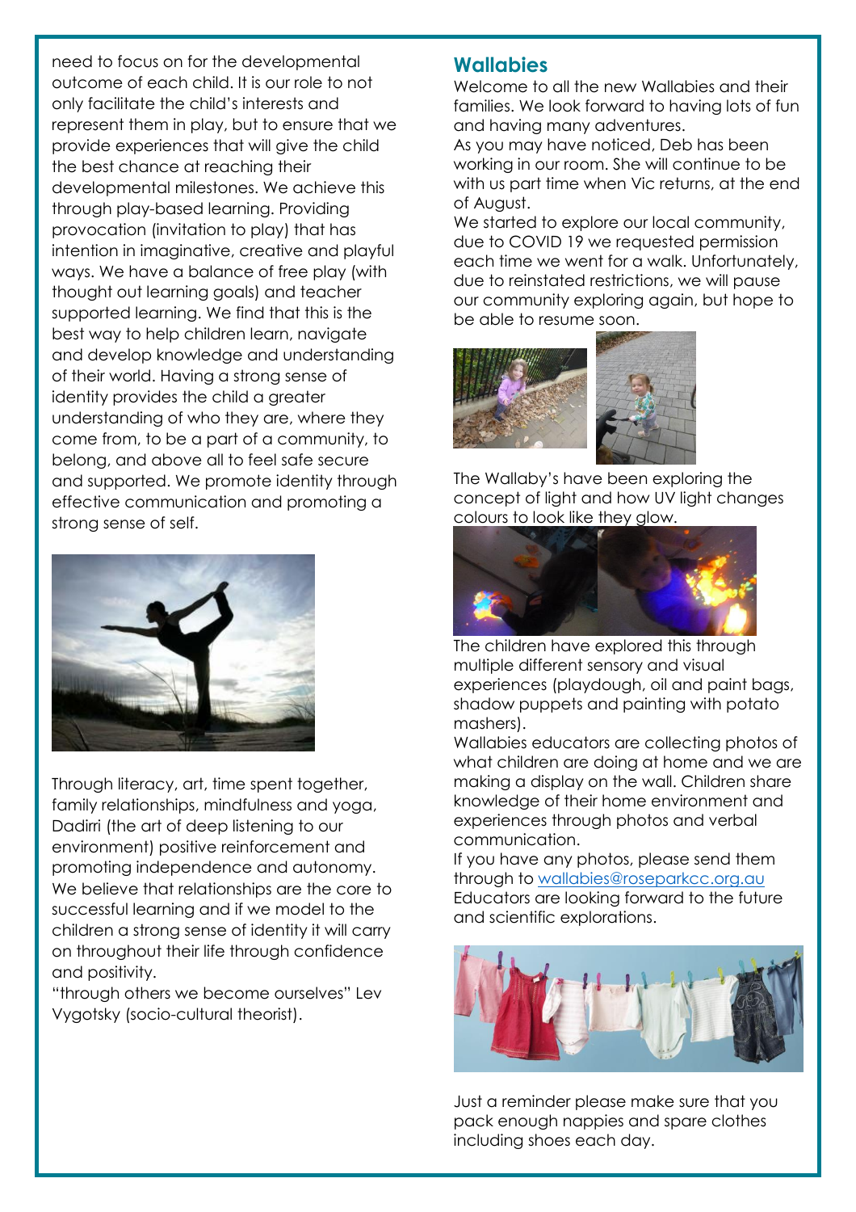need to focus on for the developmental outcome of each child. It is our role to not only facilitate the child's interests and represent them in play, but to ensure that we provide experiences that will give the child the best chance at reaching their developmental milestones. We achieve this through play-based learning. Providing provocation (invitation to play) that has intention in imaginative, creative and playful ways. We have a balance of free play (with thought out learning goals) and teacher supported learning. We find that this is the best way to help children learn, navigate and develop knowledge and understanding of their world. Having a strong sense of identity provides the child a greater understanding of who they are, where they come from, to be a part of a community, to belong, and above all to feel safe secure and supported. We promote identity through effective communication and promoting a strong sense of self.

Through literacy, art, time spent together, family relationships, mindfulness and yoga, Dadirri (the art of deep listening to our environment) positive reinforcement and promoting independence and autonomy. We believe that relationships are the core to successful learning and if we model to the children a strong sense of identity it will carry on throughout their life through confidence and positivity.

"through others we become ourselves" Lev Vygotsky (socio-cultural theorist).

## Wallabies

Welcome to all the new Wallabies and their families. We look forward to having lots of fun and having many adventures.

As you may have noticed, Deb has been working in our room. She will continue to be with us part time when Vic returns, at the end of August.

We started to explore our local community, due to COVID 19 we requested permission each time we went for a walk. Unfortunately, due to reinstated restrictions, we will pause our community exploring again, but hope to be able to resume soon.

The Wallaby's have been exploring the concept of light and how UV light changes colours to look like they glow.

The children have explored this through multiple different sensory and visual experiences (playdough, oil and paint bags, shadow puppets and painting with potato mashers).

Wallabies educators are collecting photos of what children are doing at home and we are making a display on the wall. Children share knowledge of their home environment and experiences through photos and verbal communication.

If you have any photos, please send them through to [wallabies@roseparkcc.org.au](mailto:wallabies@roseparkcc.org.au)

Educators are looking forward to the future and scientific explorations.

Just a reminder please make sure that you pack enough nappies and spare clothes including shoes each day.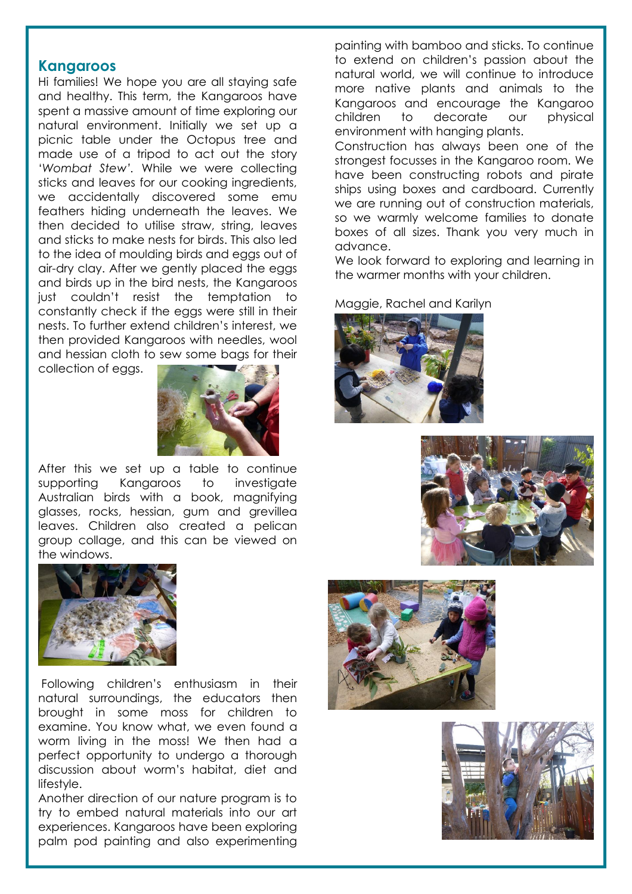## Kangaroos

Hi families! We hope you are all staying safe and healthy. This term, the Kangaroos have spent a massive amount of time exploring our natural environment. Initially we set up a picnic table under the Octopus tree and made use of a tripod to act out the story '*Wombat Stew*'. While we were collecting sticks and leaves for our cooking ingredients, we accidentally discovered some emu feathers hiding underneath the leaves. We then decided to utilise straw, string, leaves and sticks to make nests for birds. This also led to the idea of moulding birds and eggs out of air-dry clay. After we gently placed the eggs and birds up in the bird nests, the Kangaroos just couldn't resist the temptation to constantly check if the eggs were still in their nests. To further extend children's interest, we then provided Kangaroos with needles, wool and hessian cloth to sew some bags for their collection of eggs.

After this we set up a table to continue supporting Kangaroos to investigate Australian birds with a book, magnifying glasses, rocks, hessian, gum and grevillea leaves. Children also created a pelican group collage, and this can be viewed on the windows.

Following children's enthusiasm in their natural surroundings, the educators then brought in some moss for children to examine. You know what, we even found a worm living in the moss! We then had a perfect opportunity to undergo a thorough discussion about worm's habitat, diet and lifestyle.

Another direction of our nature program is to try to embed natural materials into our art experiences. Kangaroos have been exploring palm pod painting and also experimenting painting with bamboo and sticks. To continue to extend on children's passion about the natural world, we will continue to introduce more native plants and animals to the Kangaroos and encourage the Kangaroo children to decorate our physical environment with hanging plants.

Construction has always been one of the strongest focusses in the Kangaroo room. We have been constructing robots and pirate ships using boxes and cardboard. Currently we are running out of construction materials, so we warmly welcome families to donate boxes of all sizes. Thank you very much in advance.

We look forward to exploring and learning in the warmer months with your children.

Maggie, Rachel and Karilyn